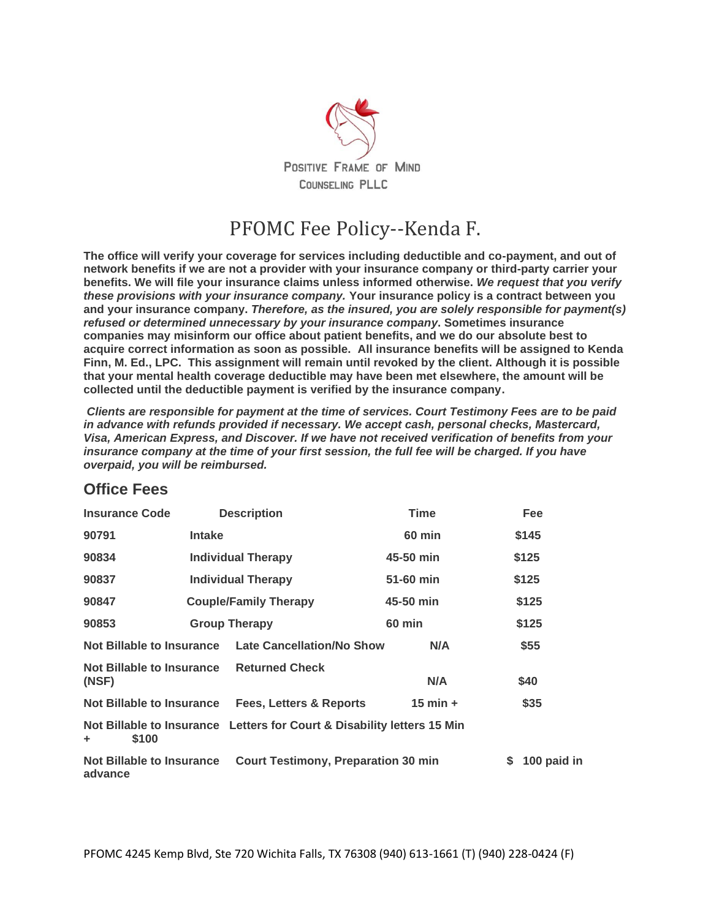Positive Frame of Mind Counseling PLLC

# PFOMC Fee Policy--Kenda F.

**The office will verify your coverage for services including deductible and co-payment, and out of network benefits if we are not a provider with your insurance company or third-party carrier your benefits. We will file your insurance claims unless informed otherwise. *We request that you verify these provisions with your insurance company.* Your insurance policy is a contract between you and your insurance company. *Therefore, as the insured, you are solely responsible for payment(s) refused or determined unnecessary by your insurance company*. Sometimes insurance companies may misinform our office about patient benefits, and we do our absolute best to acquire correct information as soon as possible. All insurance benefits will be assigned to Kenda Finn, M. Ed., LPC. This assignment will remain until revoked by the client. Although it is possible that your mental health coverage deductible may have been met elsewhere, the amount will be collected until the deductible payment is verified by the insurance company.**

***Clients are responsible for payment at the time of services. Court Testimony Fees are to be paid in advance with refunds provided if necessary. We accept cash, personal checks, Mastercard, Visa, American Express, and Discover. If we have not received verification of benefits from your insurance company at the time of your first session, the full fee will be charged. If you have overpaid, you will be reimbursed.***

## Office Fees

| Insurance Code | Description | Time | Fee |
|---|---|---|---|
| 90791 | Intake | 60 min | $145 |
| 90834 | Individual Therapy | 45-50 min | $125 |
| 90837 | Individual Therapy | 51-60 min | $125 |
| 90847 | Couple/Family Therapy | 45-50 min | $125 |
| 90853 | Group Therapy | 60 min | $125 |
| Not Billable to Insurance | Late Cancellation/No Show | N/A | $55 |
| Not Billable to Insurance (NSF) | Returned Check | N/A | $40 |
| Not Billable to Insurance | Fees, Letters & Reports | 15 min + | $35 |
| Not Billable to Insurance | Letters for Court & Disability letters | 15 Min + | $100 |
| Not Billable to Insurance | Court Testimony, Preparation | 30 min | $ 100 paid in advance |

PFOMC 4245 Kemp Blvd, Ste 720 Wichita Falls, TX 76308 (940) 613-1661 (T) (940) 228-0424 (F)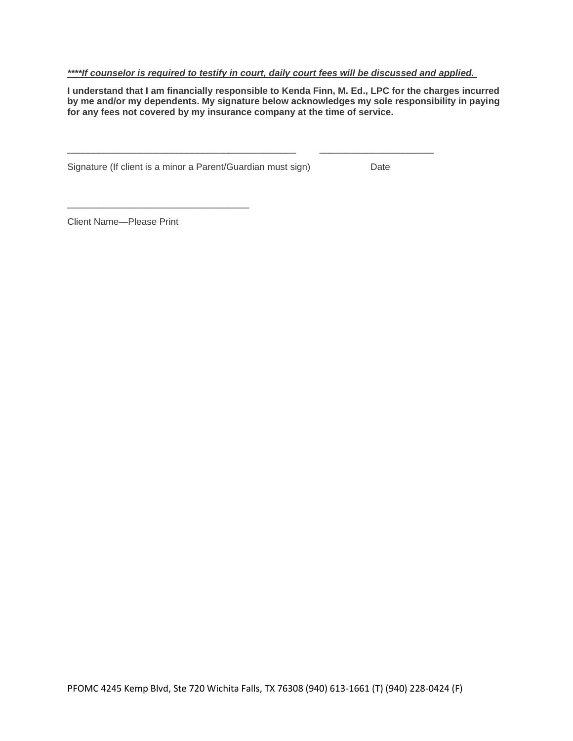***_****If counselor is required to testify in court, daily court fees will be discussed and applied._***

**I understand that I am financially responsible to Kenda Finn, M. Ed., LPC for the charges incurred by me and/or my dependents. My signature below acknowledges my sole responsibility in paying for any fees not covered by my insurance company at the time of service.**

_____________________________________________ &nbsp;&nbsp;&nbsp;&nbsp; ______________________

Signature (If client is a minor a Parent/Guardian must sign) &nbsp;&nbsp;&nbsp;&nbsp; Date

____________________________________

Client Name—Please Print

PFOMC 4245 Kemp Blvd, Ste 720 Wichita Falls, TX 76308 (940) 613-1661 (T) (940) 228-0424 (F)